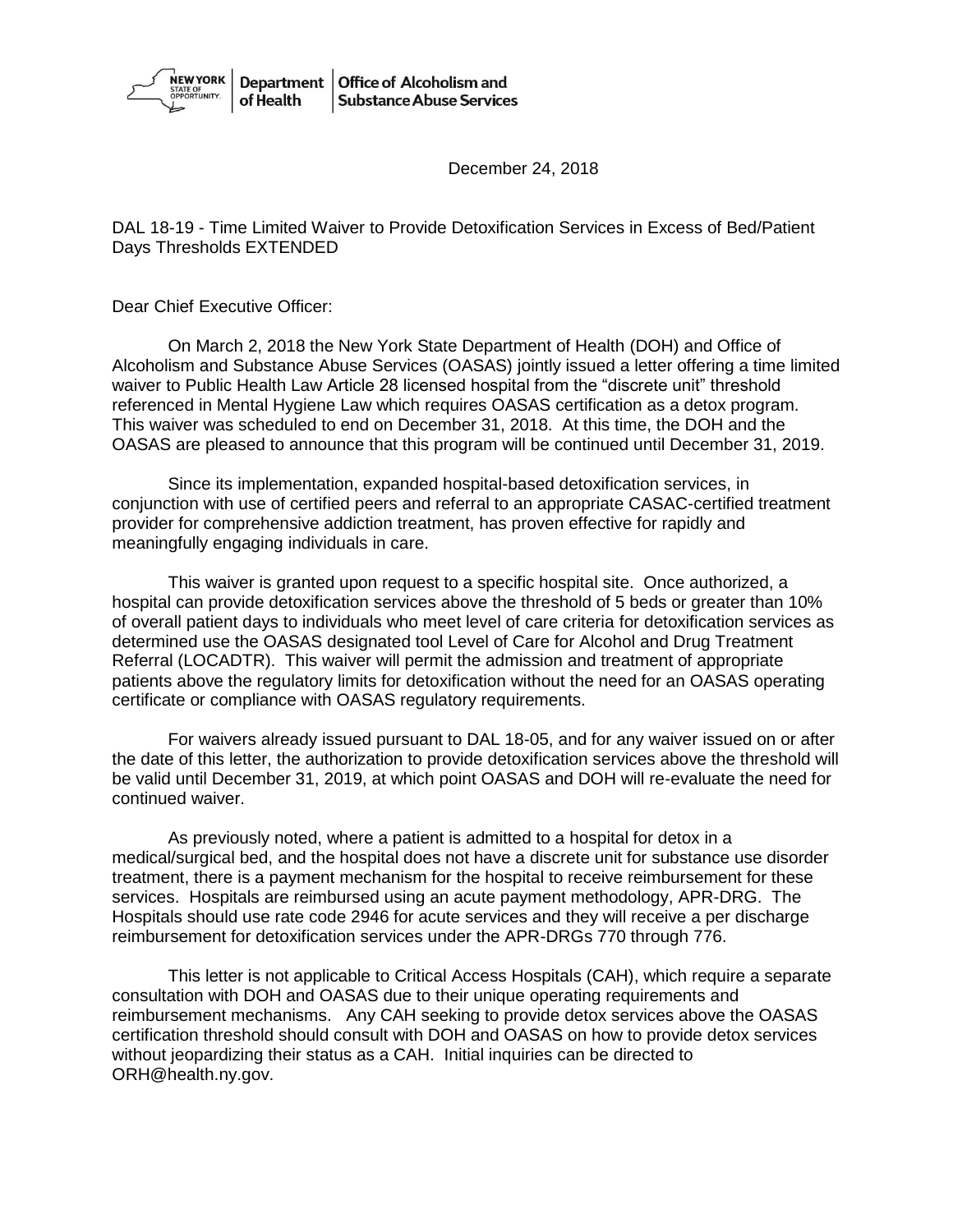NEW YORK STATE OF OPPORTUNITY. | Department of Health | Office of Alcoholism and Substance Abuse Services

December 24, 2018

DAL 18-19 - Time Limited Waiver to Provide Detoxification Services in Excess of Bed/Patient Days Thresholds EXTENDED

Dear Chief Executive Officer:

On March 2, 2018 the New York State Department of Health (DOH) and Office of Alcoholism and Substance Abuse Services (OASAS) jointly issued a letter offering a time limited waiver to Public Health Law Article 28 licensed hospital from the "discrete unit" threshold referenced in Mental Hygiene Law which requires OASAS certification as a detox program. This waiver was scheduled to end on December 31, 2018. At this time, the DOH and the OASAS are pleased to announce that this program will be continued until December 31, 2019.

Since its implementation, expanded hospital-based detoxification services, in conjunction with use of certified peers and referral to an appropriate CASAC-certified treatment provider for comprehensive addiction treatment, has proven effective for rapidly and meaningfully engaging individuals in care.

This waiver is granted upon request to a specific hospital site. Once authorized, a hospital can provide detoxification services above the threshold of 5 beds or greater than 10% of overall patient days to individuals who meet level of care criteria for detoxification services as determined use the OASAS designated tool Level of Care for Alcohol and Drug Treatment Referral (LOCADTR). This waiver will permit the admission and treatment of appropriate patients above the regulatory limits for detoxification without the need for an OASAS operating certificate or compliance with OASAS regulatory requirements.

For waivers already issued pursuant to DAL 18-05, and for any waiver issued on or after the date of this letter, the authorization to provide detoxification services above the threshold will be valid until December 31, 2019, at which point OASAS and DOH will re-evaluate the need for continued waiver.

As previously noted, where a patient is admitted to a hospital for detox in a medical/surgical bed, and the hospital does not have a discrete unit for substance use disorder treatment, there is a payment mechanism for the hospital to receive reimbursement for these services. Hospitals are reimbursed using an acute payment methodology, APR-DRG. The Hospitals should use rate code 2946 for acute services and they will receive a per discharge reimbursement for detoxification services under the APR-DRGs 770 through 776.

This letter is not applicable to Critical Access Hospitals (CAH), which require a separate consultation with DOH and OASAS due to their unique operating requirements and reimbursement mechanisms. Any CAH seeking to provide detox services above the OASAS certification threshold should consult with DOH and OASAS on how to provide detox services without jeopardizing their status as a CAH. Initial inquiries can be directed to ORH@health.ny.gov.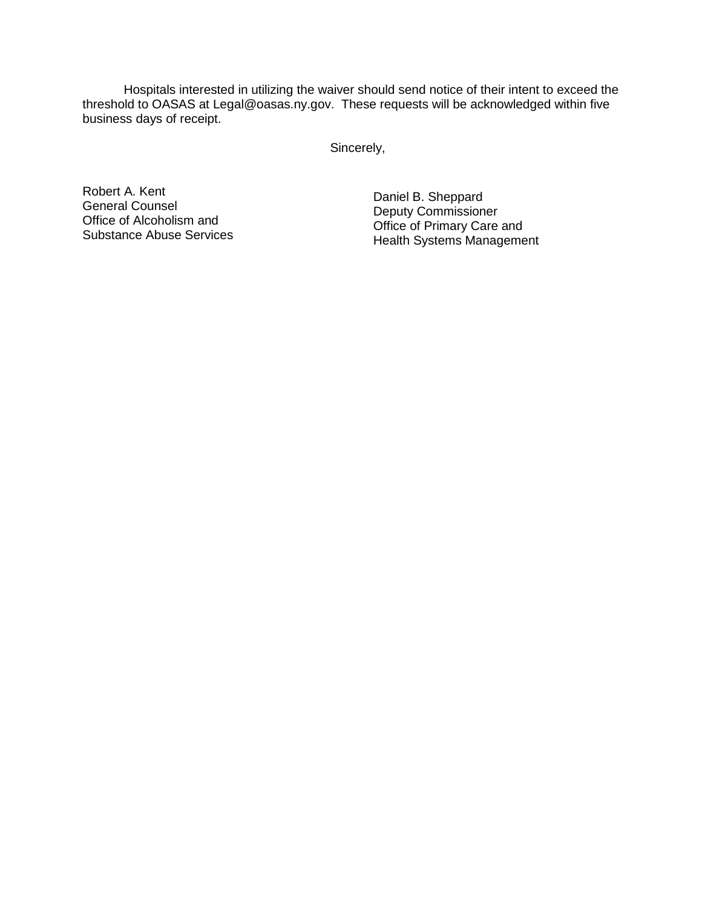Hospitals interested in utilizing the waiver should send notice of their intent to exceed the threshold to OASAS at Legal@oasas.ny.gov. These requests will be acknowledged within five business days of receipt.

Sincerely,

Robert A. Kent
General Counsel
Office of Alcoholism and
Substance Abuse Services

Daniel B. Sheppard
Deputy Commissioner
Office of Primary Care and
Health Systems Management